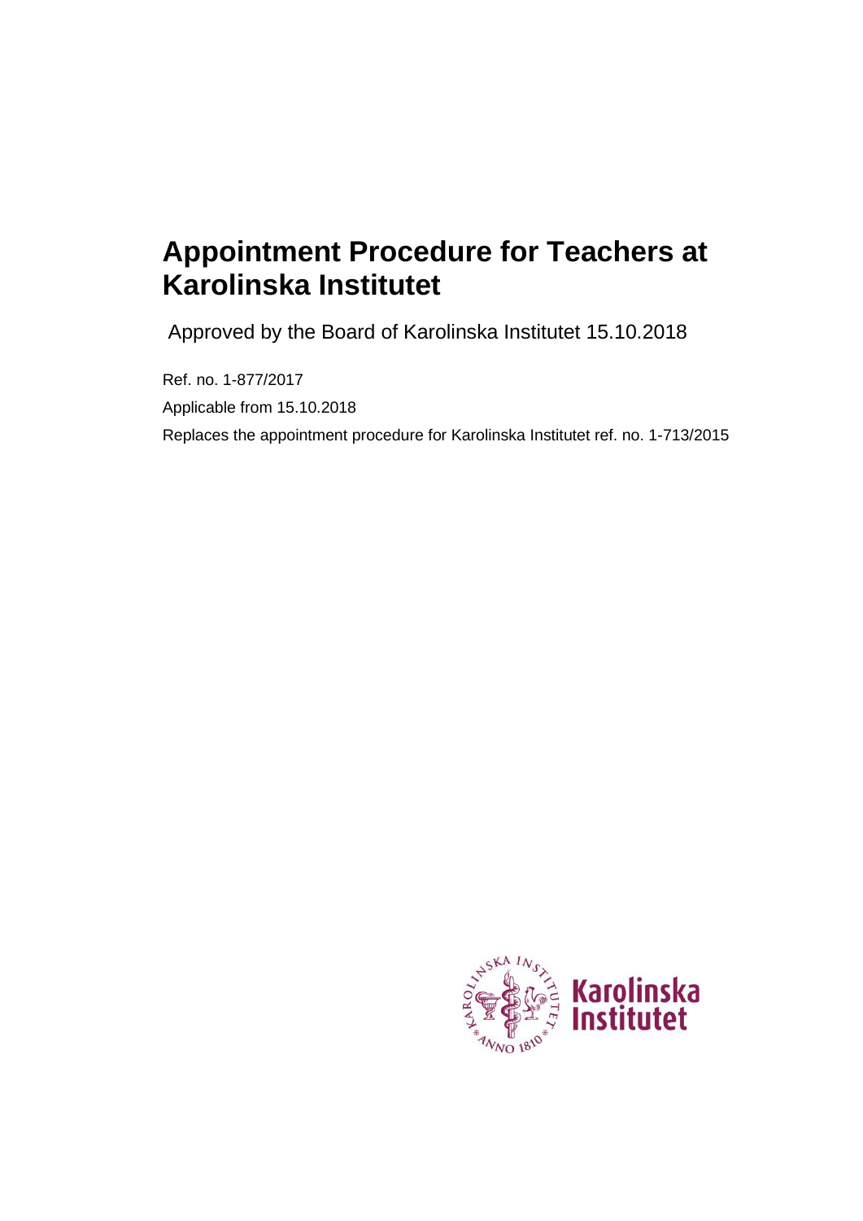# Appointment Procedure for Teachers at Karolinska Institutet

Approved by the Board of Karolinska Institutet 15.10.2018

Ref. no. 1-877/2017

Applicable from 15.10.2018

Replaces the appointment procedure for Karolinska Institutet ref. no. 1-713/2015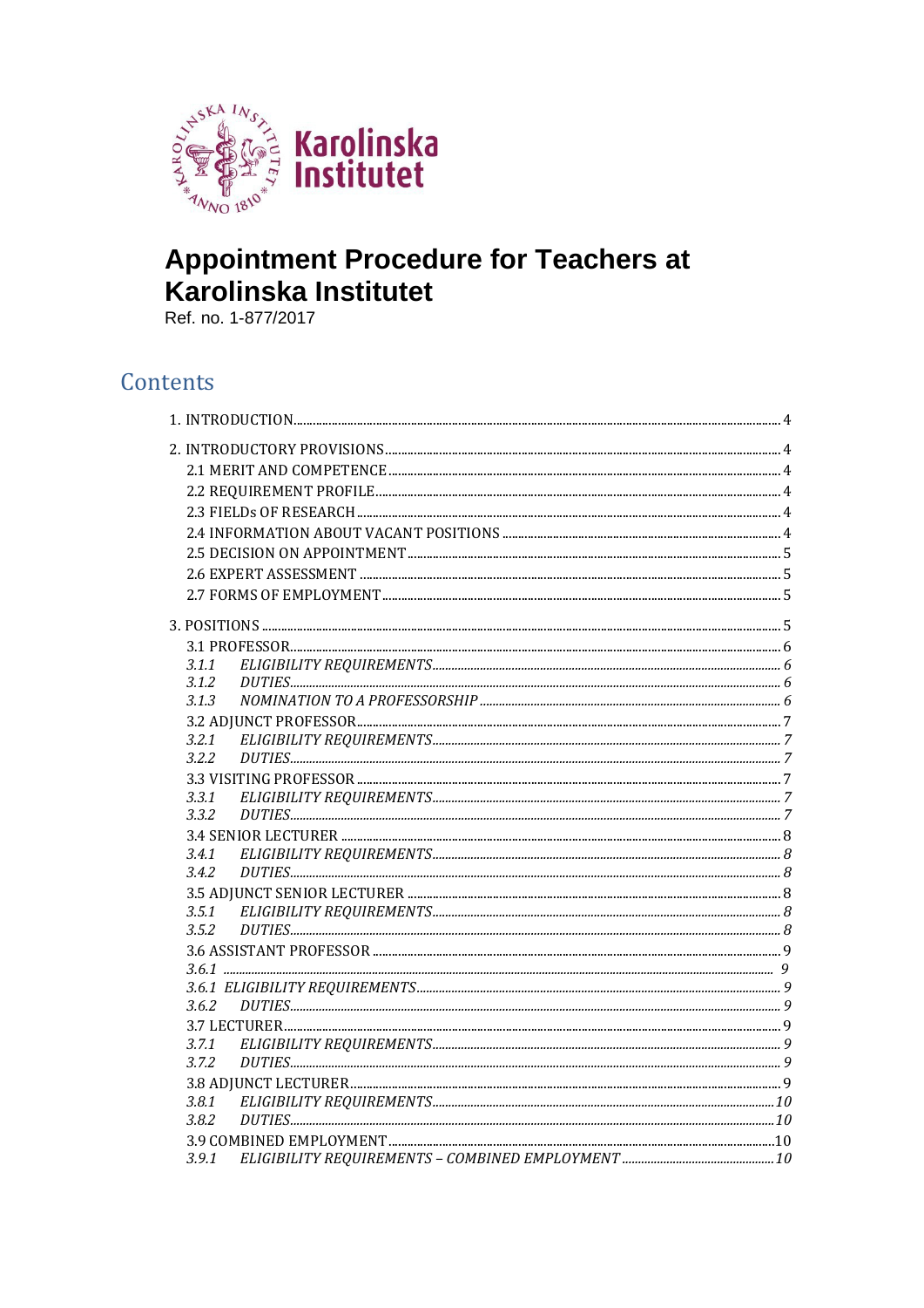# Appointment Procedure for Teachers at Karolinska Institutet

Ref. no. 1-877/2017

## Contents

1. INTRODUCTION ..... 4

2. INTRODUCTORY PROVISIONS ..... 4
   - 2.1 MERIT AND COMPETENCE ..... 4
   - 2.2 REQUIREMENT PROFILE ..... 4
   - 2.3 FIELDs OF RESEARCH ..... 4
   - 2.4 INFORMATION ABOUT VACANT POSITIONS ..... 4
   - 2.5 DECISION ON APPOINTMENT ..... 5
   - 2.6 EXPERT ASSESSMENT ..... 5
   - 2.7 FORMS OF EMPLOYMENT ..... 5

3. POSITIONS ..... 5
   - 3.1 PROFESSOR ..... 6
     - *3.1.1 ELIGIBILITY REQUIREMENTS ..... 6*
     - *3.1.2 DUTIES ..... 6*
     - *3.1.3 NOMINATION TO A PROFESSORSHIP ..... 6*
   - 3.2 ADJUNCT PROFESSOR ..... 7
     - *3.2.1 ELIGIBILITY REQUIREMENTS ..... 7*
     - *3.2.2 DUTIES ..... 7*
   - 3.3 VISITING PROFESSOR ..... 7
     - *3.3.1 ELIGIBILITY REQUIREMENTS ..... 7*
     - *3.3.2 DUTIES ..... 7*
   - 3.4 SENIOR LECTURER ..... 8
     - *3.4.1 ELIGIBILITY REQUIREMENTS ..... 8*
     - *3.4.2 DUTIES ..... 8*
   - 3.5 ADJUNCT SENIOR LECTURER ..... 8
     - *3.5.1 ELIGIBILITY REQUIREMENTS ..... 8*
     - *3.5.2 DUTIES ..... 8*
   - 3.6 ASSISTANT PROFESSOR ..... 9
     - *3.6.1 ..... 9*
     - *3.6.1 ELIGIBILITY REQUIREMENTS ..... 9*
     - *3.6.2 DUTIES ..... 9*
   - 3.7 LECTURER ..... 9
     - *3.7.1 ELIGIBILITY REQUIREMENTS ..... 9*
     - *3.7.2 DUTIES ..... 9*
   - 3.8 ADJUNCT LECTURER ..... 9
     - *3.8.1 ELIGIBILITY REQUIREMENTS ..... 10*
     - *3.8.2 DUTIES ..... 10*
   - 3.9 COMBINED EMPLOYMENT ..... 10
     - *3.9.1 ELIGIBILITY REQUIREMENTS – COMBINED EMPLOYMENT ..... 10*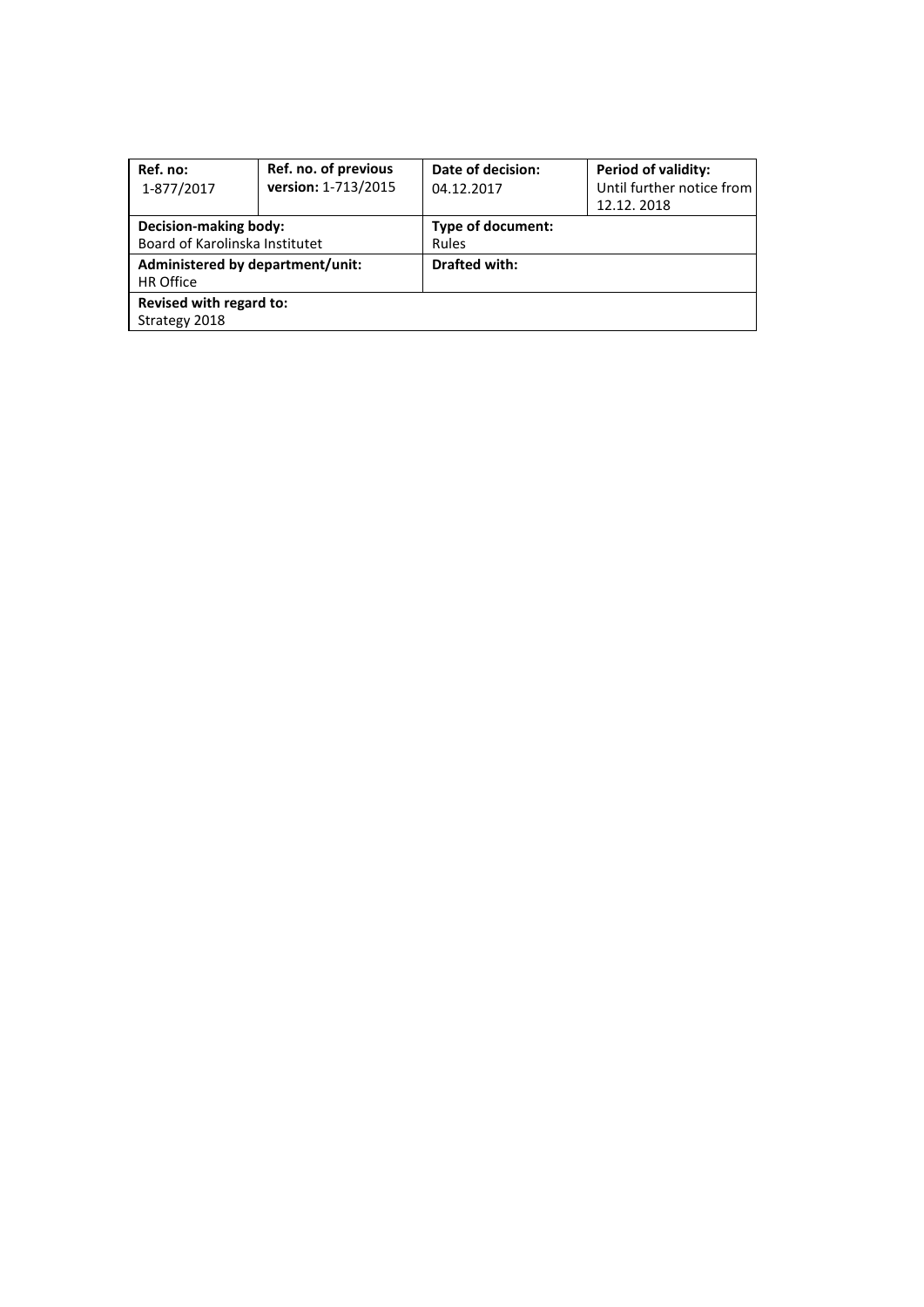| **Ref. no:** 1-877/2017 | **Ref. no. of previous version:** 1-713/2015 | **Date of decision:** 04.12.2017 | **Period of validity:** Until further notice from 12.12. 2018 |
|---|---|---|---|
| **Decision-making body:** Board of Karolinska Institutet | | **Type of document:** Rules | |
| **Administered by department/unit:** HR Office | | **Drafted with:** | |
| **Revised with regard to:** Strategy 2018 | | | |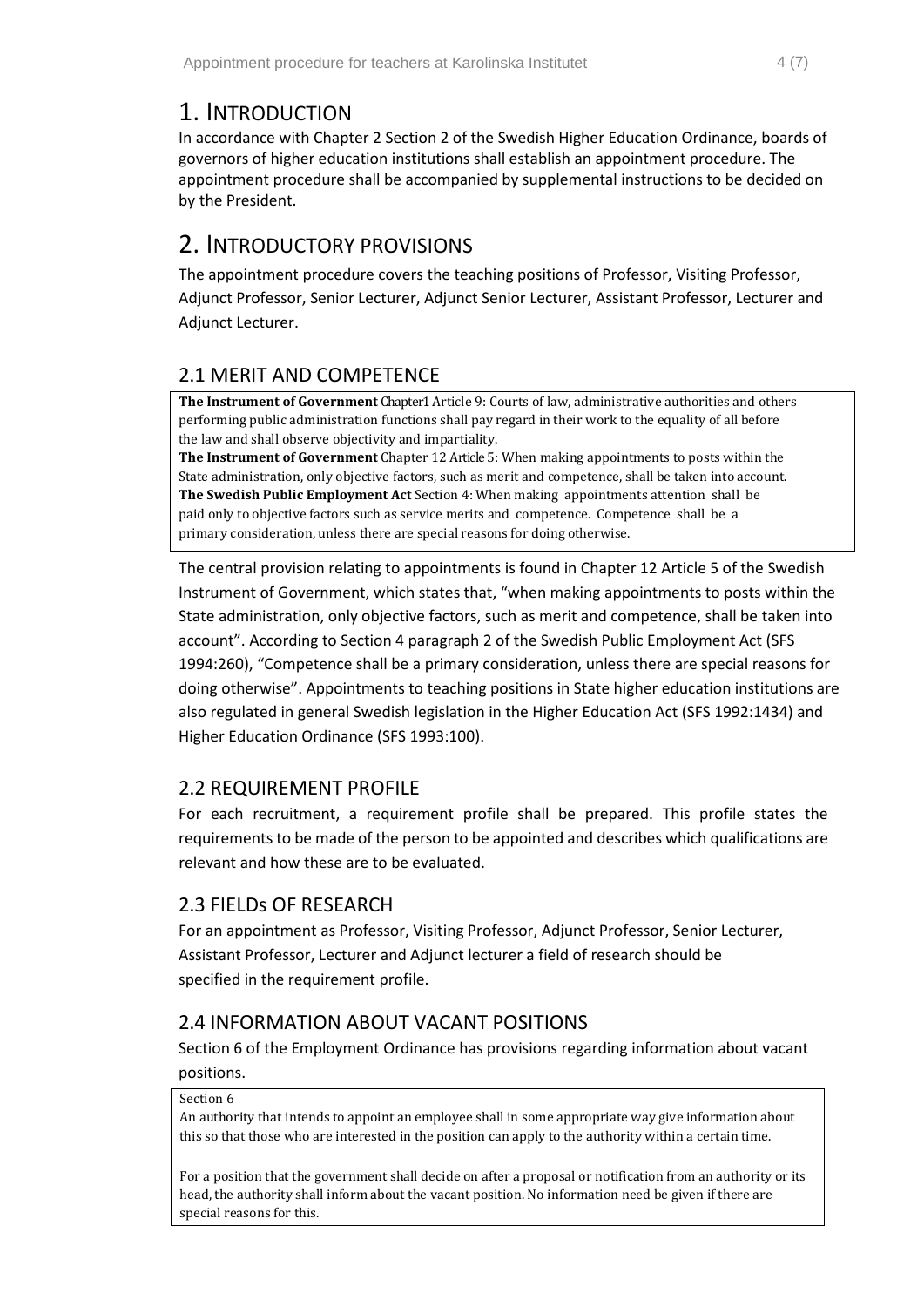# 1. INTRODUCTION

In accordance with Chapter 2 Section 2 of the Swedish Higher Education Ordinance, boards of governors of higher education institutions shall establish an appointment procedure. The appointment procedure shall be accompanied by supplemental instructions to be decided on by the President.

# 2. INTRODUCTORY PROVISIONS

The appointment procedure covers the teaching positions of Professor, Visiting Professor, Adjunct Professor, Senior Lecturer, Adjunct Senior Lecturer, Assistant Professor, Lecturer and Adjunct Lecturer.

## 2.1 MERIT AND COMPETENCE

> **The Instrument of Government** Chapter1 Article 9: Courts of law, administrative authorities and others performing public administration functions shall pay regard in their work to the equality of all before the law and shall observe objectivity and impartiality.
> **The Instrument of Government** Chapter 12 Article 5: When making appointments to posts within the State administration, only objective factors, such as merit and competence, shall be taken into account.
> **The Swedish Public Employment Act** Section 4: When making appointments attention shall be paid only to objective factors such as service merits and competence. Competence shall be a primary consideration, unless there are special reasons for doing otherwise.

The central provision relating to appointments is found in Chapter 12 Article 5 of the Swedish Instrument of Government, which states that, "when making appointments to posts within the State administration, only objective factors, such as merit and competence, shall be taken into account". According to Section 4 paragraph 2 of the Swedish Public Employment Act (SFS 1994:260), "Competence shall be a primary consideration, unless there are special reasons for doing otherwise". Appointments to teaching positions in State higher education institutions are also regulated in general Swedish legislation in the Higher Education Act (SFS 1992:1434) and Higher Education Ordinance (SFS 1993:100).

## 2.2 REQUIREMENT PROFILE

For each recruitment, a requirement profile shall be prepared. This profile states the requirements to be made of the person to be appointed and describes which qualifications are relevant and how these are to be evaluated.

## 2.3 FIELDs OF RESEARCH

For an appointment as Professor, Visiting Professor, Adjunct Professor, Senior Lecturer, Assistant Professor, Lecturer and Adjunct lecturer a field of research should be specified in the requirement profile.

## 2.4 INFORMATION ABOUT VACANT POSITIONS

Section 6 of the Employment Ordinance has provisions regarding information about vacant positions.

> Section 6
> An authority that intends to appoint an employee shall in some appropriate way give information about this so that those who are interested in the position can apply to the authority within a certain time.
>
> For a position that the government shall decide on after a proposal or notification from an authority or its head, the authority shall inform about the vacant position. No information need be given if there are special reasons for this.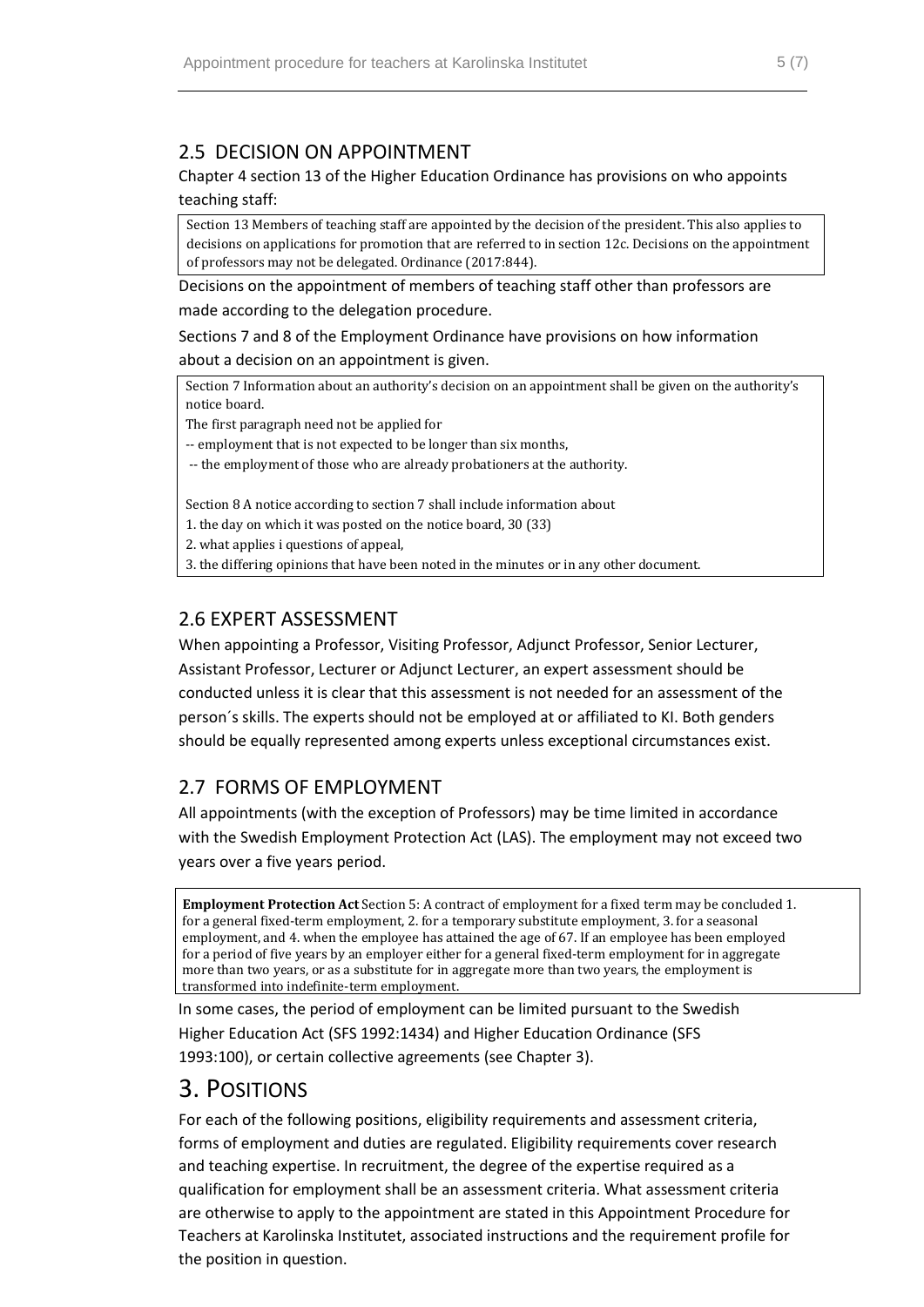## 2.5 DECISION ON APPOINTMENT

Chapter 4 section 13 of the Higher Education Ordinance has provisions on who appoints teaching staff:

> Section 13 Members of teaching staff are appointed by the decision of the president. This also applies to decisions on applications for promotion that are referred to in section 12c. Decisions on the appointment of professors may not be delegated. Ordinance (2017:844).

Decisions on the appointment of members of teaching staff other than professors are made according to the delegation procedure.

Sections 7 and 8 of the Employment Ordinance have provisions on how information about a decision on an appointment is given.

> Section 7 Information about an authority's decision on an appointment shall be given on the authority's notice board.
>
> The first paragraph need not be applied for
>
> -- employment that is not expected to be longer than six months,
>
> -- the employment of those who are already probationers at the authority.
>
> Section 8 A notice according to section 7 shall include information about
>
> 1. the day on which it was posted on the notice board, 30 (33)
> 2. what applies i questions of appeal,
> 3. the differing opinions that have been noted in the minutes or in any other document.

## 2.6 EXPERT ASSESSMENT

When appointing a Professor, Visiting Professor, Adjunct Professor, Senior Lecturer, Assistant Professor, Lecturer or Adjunct Lecturer, an expert assessment should be conducted unless it is clear that this assessment is not needed for an assessment of the person´s skills. The experts should not be employed at or affiliated to KI. Both genders should be equally represented among experts unless exceptional circumstances exist.

## 2.7 FORMS OF EMPLOYMENT

All appointments (with the exception of Professors) may be time limited in accordance with the Swedish Employment Protection Act (LAS). The employment may not exceed two years over a five years period.

> **Employment Protection Act** Section 5: A contract of employment for a fixed term may be concluded 1. for a general fixed-term employment, 2. for a temporary substitute employment, 3. for a seasonal employment, and 4. when the employee has attained the age of 67. If an employee has been employed for a period of five years by an employer either for a general fixed-term employment for in aggregate more than two years, or as a substitute for in aggregate more than two years, the employment is transformed into indefinite-term employment.

In some cases, the period of employment can be limited pursuant to the Swedish Higher Education Act (SFS 1992:1434) and Higher Education Ordinance (SFS 1993:100), or certain collective agreements (see Chapter 3).

# 3. POSITIONS

For each of the following positions, eligibility requirements and assessment criteria, forms of employment and duties are regulated. Eligibility requirements cover research and teaching expertise. In recruitment, the degree of the expertise required as a qualification for employment shall be an assessment criteria. What assessment criteria are otherwise to apply to the appointment are stated in this Appointment Procedure for Teachers at Karolinska Institutet, associated instructions and the requirement profile for the position in question.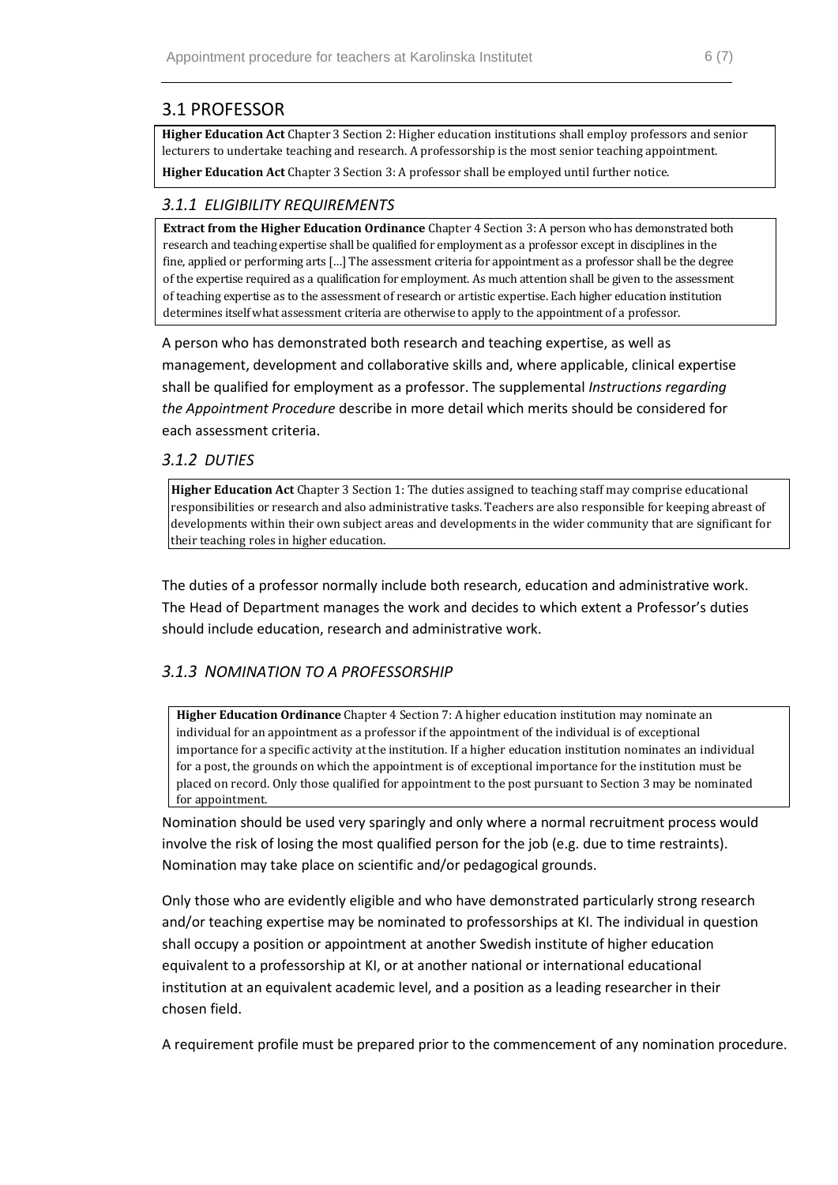## 3.1 PROFESSOR

> **Higher Education Act** Chapter 3 Section 2: Higher education institutions shall employ professors and senior lecturers to undertake teaching and research. A professorship is the most senior teaching appointment.
>
> **Higher Education Act** Chapter 3 Section 3: A professor shall be employed until further notice.

### *3.1.1 ELIGIBILITY REQUIREMENTS*

> **Extract from the Higher Education Ordinance** Chapter 4 Section 3: A person who has demonstrated both research and teaching expertise shall be qualified for employment as a professor except in disciplines in the fine, applied or performing arts […] The assessment criteria for appointment as a professor shall be the degree of the expertise required as a qualification for employment. As much attention shall be given to the assessment of teaching expertise as to the assessment of research or artistic expertise. Each higher education institution determines itself what assessment criteria are otherwise to apply to the appointment of a professor.

A person who has demonstrated both research and teaching expertise, as well as management, development and collaborative skills and, where applicable, clinical expertise shall be qualified for employment as a professor. The supplemental *Instructions regarding the Appointment Procedure* describe in more detail which merits should be considered for each assessment criteria.

### *3.1.2 DUTIES*

> **Higher Education Act** Chapter 3 Section 1: The duties assigned to teaching staff may comprise educational responsibilities or research and also administrative tasks. Teachers are also responsible for keeping abreast of developments within their own subject areas and developments in the wider community that are significant for their teaching roles in higher education.

The duties of a professor normally include both research, education and administrative work. The Head of Department manages the work and decides to which extent a Professor's duties should include education, research and administrative work.

### *3.1.3 NOMINATION TO A PROFESSORSHIP*

> **Higher Education Ordinance** Chapter 4 Section 7: A higher education institution may nominate an individual for an appointment as a professor if the appointment of the individual is of exceptional importance for a specific activity at the institution. If a higher education institution nominates an individual for a post, the grounds on which the appointment is of exceptional importance for the institution must be placed on record. Only those qualified for appointment to the post pursuant to Section 3 may be nominated for appointment.

Nomination should be used very sparingly and only where a normal recruitment process would involve the risk of losing the most qualified person for the job (e.g. due to time restraints). Nomination may take place on scientific and/or pedagogical grounds.

Only those who are evidently eligible and who have demonstrated particularly strong research and/or teaching expertise may be nominated to professorships at KI. The individual in question shall occupy a position or appointment at another Swedish institute of higher education equivalent to a professorship at KI, or at another national or international educational institution at an equivalent academic level, and a position as a leading researcher in their chosen field.

A requirement profile must be prepared prior to the commencement of any nomination procedure.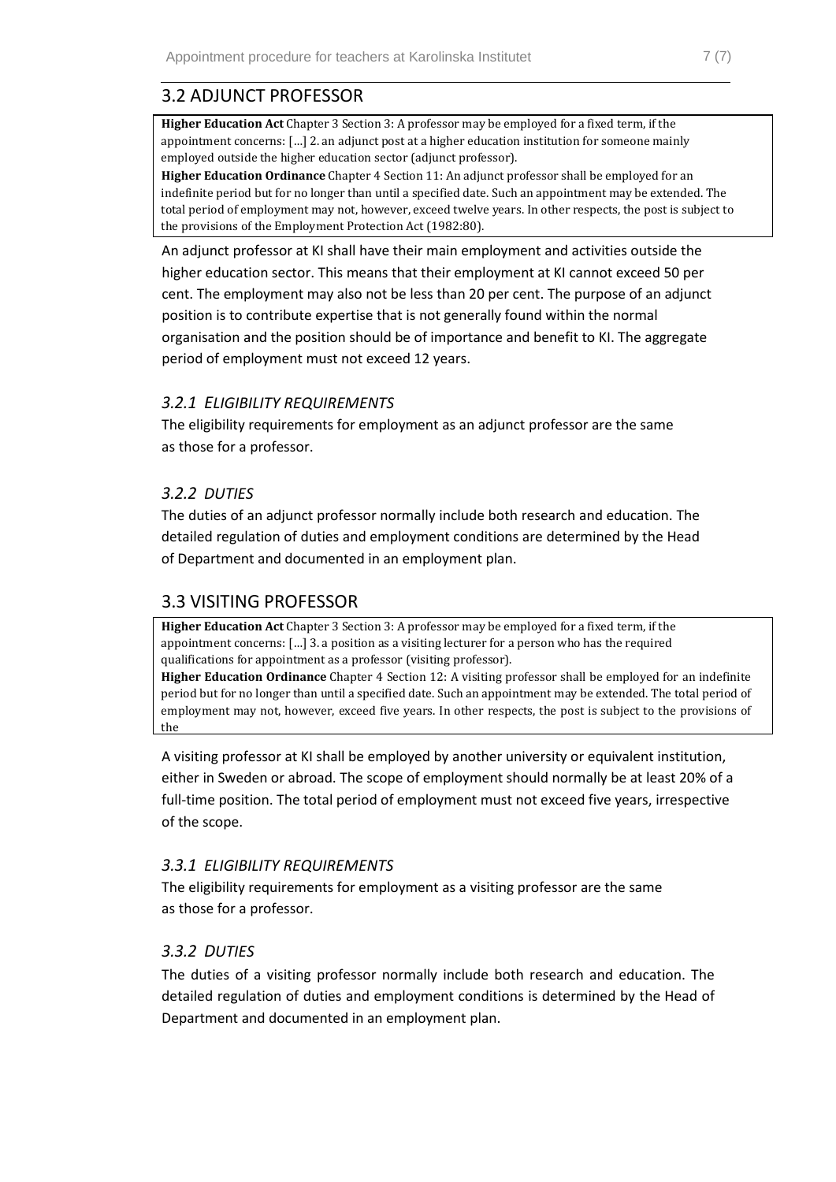## 3.2 ADJUNCT PROFESSOR

> **Higher Education Act** Chapter 3 Section 3: A professor may be employed for a fixed term, if the appointment concerns: [...] 2. an adjunct post at a higher education institution for someone mainly employed outside the higher education sector (adjunct professor).
> **Higher Education Ordinance** Chapter 4 Section 11: An adjunct professor shall be employed for an indefinite period but for no longer than until a specified date. Such an appointment may be extended. The total period of employment may not, however, exceed twelve years. In other respects, the post is subject to the provisions of the Employment Protection Act (1982:80).

An adjunct professor at KI shall have their main employment and activities outside the higher education sector. This means that their employment at KI cannot exceed 50 per cent. The employment may also not be less than 20 per cent. The purpose of an adjunct position is to contribute expertise that is not generally found within the normal organisation and the position should be of importance and benefit to KI. The aggregate period of employment must not exceed 12 years.

### *3.2.1 ELIGIBILITY REQUIREMENTS*

The eligibility requirements for employment as an adjunct professor are the same as those for a professor.

### *3.2.2 DUTIES*

The duties of an adjunct professor normally include both research and education. The detailed regulation of duties and employment conditions are determined by the Head of Department and documented in an employment plan.

## 3.3 VISITING PROFESSOR

> **Higher Education Act** Chapter 3 Section 3: A professor may be employed for a fixed term, if the appointment concerns: [...] 3. a position as a visiting lecturer for a person who has the required qualifications for appointment as a professor (visiting professor).
> **Higher Education Ordinance** Chapter 4 Section 12: A visiting professor shall be employed for an indefinite period but for no longer than until a specified date. Such an appointment may be extended. The total period of employment may not, however, exceed five years. In other respects, the post is subject to the provisions of the

A visiting professor at KI shall be employed by another university or equivalent institution, either in Sweden or abroad. The scope of employment should normally be at least 20% of a full-time position. The total period of employment must not exceed five years, irrespective of the scope.

### *3.3.1 ELIGIBILITY REQUIREMENTS*

The eligibility requirements for employment as a visiting professor are the same as those for a professor.

### *3.3.2 DUTIES*

The duties of a visiting professor normally include both research and education. The detailed regulation of duties and employment conditions is determined by the Head of Department and documented in an employment plan.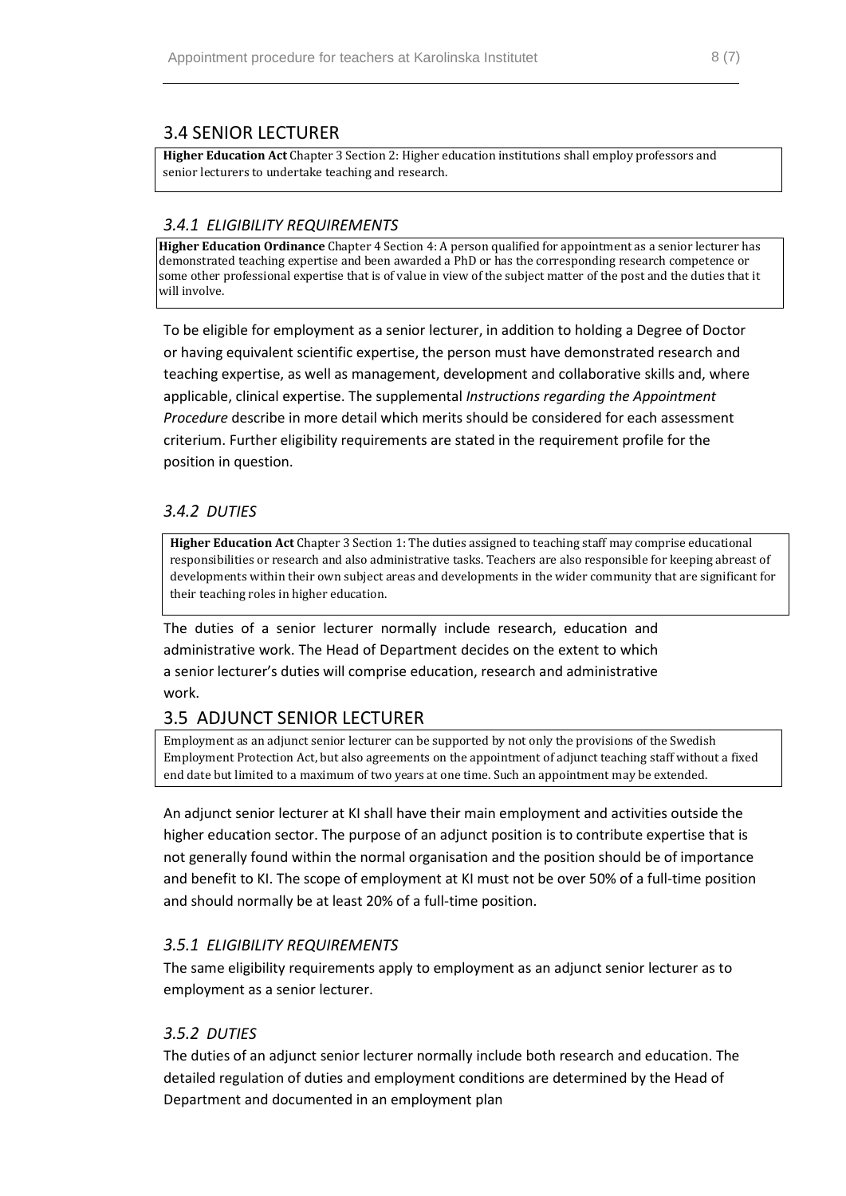## 3.4 SENIOR LECTURER

**Higher Education Act** Chapter 3 Section 2: Higher education institutions shall employ professors and senior lecturers to undertake teaching and research.

### *3.4.1 ELIGIBILITY REQUIREMENTS*

**Higher Education Ordinance** Chapter 4 Section 4: A person qualified for appointment as a senior lecturer has demonstrated teaching expertise and been awarded a PhD or has the corresponding research competence or some other professional expertise that is of value in view of the subject matter of the post and the duties that it will involve.

To be eligible for employment as a senior lecturer, in addition to holding a Degree of Doctor or having equivalent scientific expertise, the person must have demonstrated research and teaching expertise, as well as management, development and collaborative skills and, where applicable, clinical expertise. The supplemental *Instructions regarding the Appointment Procedure* describe in more detail which merits should be considered for each assessment criterium. Further eligibility requirements are stated in the requirement profile for the position in question.

### *3.4.2 DUTIES*

**Higher Education Act** Chapter 3 Section 1: The duties assigned to teaching staff may comprise educational responsibilities or research and also administrative tasks. Teachers are also responsible for keeping abreast of developments within their own subject areas and developments in the wider community that are significant for their teaching roles in higher education.

The duties of a senior lecturer normally include research, education and administrative work. The Head of Department decides on the extent to which a senior lecturer's duties will comprise education, research and administrative work.

## 3.5 ADJUNCT SENIOR LECTURER

Employment as an adjunct senior lecturer can be supported by not only the provisions of the Swedish Employment Protection Act, but also agreements on the appointment of adjunct teaching staff without a fixed end date but limited to a maximum of two years at one time. Such an appointment may be extended.

An adjunct senior lecturer at KI shall have their main employment and activities outside the higher education sector. The purpose of an adjunct position is to contribute expertise that is not generally found within the normal organisation and the position should be of importance and benefit to KI. The scope of employment at KI must not be over 50% of a full-time position and should normally be at least 20% of a full-time position.

### *3.5.1 ELIGIBILITY REQUIREMENTS*

The same eligibility requirements apply to employment as an adjunct senior lecturer as to employment as a senior lecturer.

### *3.5.2 DUTIES*

The duties of an adjunct senior lecturer normally include both research and education. The detailed regulation of duties and employment conditions are determined by the Head of Department and documented in an employment plan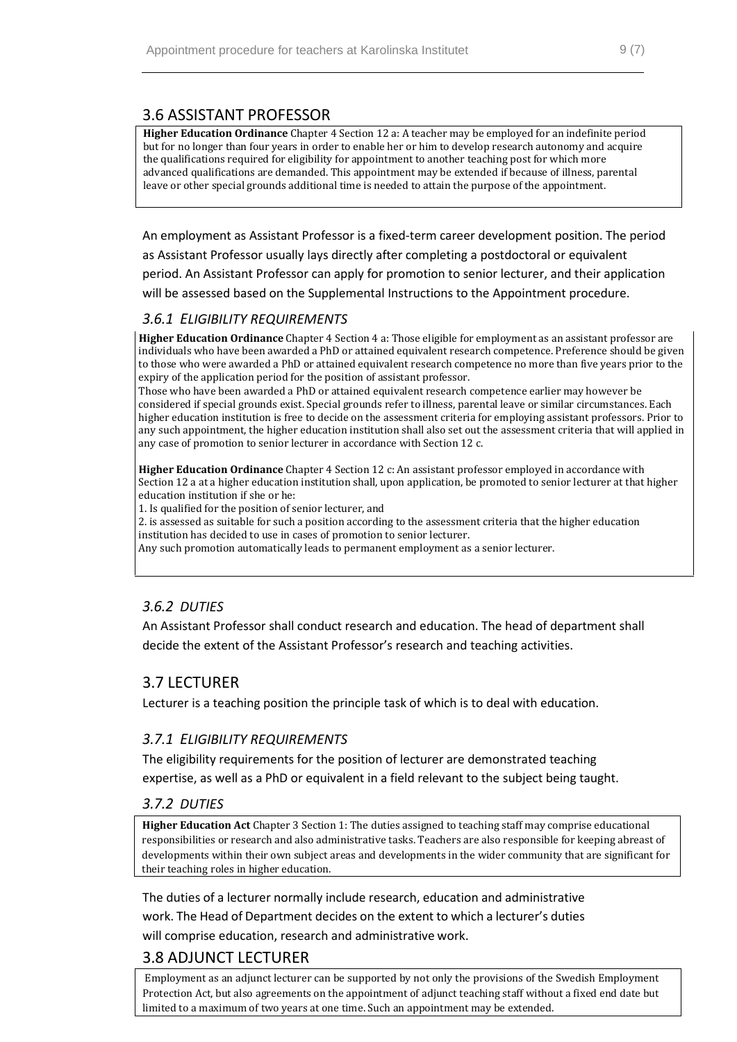## 3.6 ASSISTANT PROFESSOR

**Higher Education Ordinance** Chapter 4 Section 12 a: A teacher may be employed for an indefinite period but for no longer than four years in order to enable her or him to develop research autonomy and acquire the qualifications required for eligibility for appointment to another teaching post for which more advanced qualifications are demanded. This appointment may be extended if because of illness, parental leave or other special grounds additional time is needed to attain the purpose of the appointment.

An employment as Assistant Professor is a fixed-term career development position. The period as Assistant Professor usually lays directly after completing a postdoctoral or equivalent period. An Assistant Professor can apply for promotion to senior lecturer, and their application will be assessed based on the Supplemental Instructions to the Appointment procedure.

### *3.6.1 ELIGIBILITY REQUIREMENTS*

**Higher Education Ordinance** Chapter 4 Section 4 a: Those eligible for employment as an assistant professor are individuals who have been awarded a PhD or attained equivalent research competence. Preference should be given to those who were awarded a PhD or attained equivalent research competence no more than five years prior to the expiry of the application period for the position of assistant professor.
Those who have been awarded a PhD or attained equivalent research competence earlier may however be considered if special grounds exist. Special grounds refer to illness, parental leave or similar circumstances. Each higher education institution is free to decide on the assessment criteria for employing assistant professors. Prior to any such appointment, the higher education institution shall also set out the assessment criteria that will applied in any case of promotion to senior lecturer in accordance with Section 12 c.

**Higher Education Ordinance** Chapter 4 Section 12 c: An assistant professor employed in accordance with Section 12 a at a higher education institution shall, upon application, be promoted to senior lecturer at that higher education institution if she or he:
1. Is qualified for the position of senior lecturer, and
2. is assessed as suitable for such a position according to the assessment criteria that the higher education institution has decided to use in cases of promotion to senior lecturer.
Any such promotion automatically leads to permanent employment as a senior lecturer.

### *3.6.2 DUTIES*

An Assistant Professor shall conduct research and education. The head of department shall decide the extent of the Assistant Professor's research and teaching activities.

## 3.7 LECTURER

Lecturer is a teaching position the principle task of which is to deal with education.

### *3.7.1 ELIGIBILITY REQUIREMENTS*

The eligibility requirements for the position of lecturer are demonstrated teaching expertise, as well as a PhD or equivalent in a field relevant to the subject being taught.

### *3.7.2 DUTIES*

**Higher Education Act** Chapter 3 Section 1: The duties assigned to teaching staff may comprise educational responsibilities or research and also administrative tasks. Teachers are also responsible for keeping abreast of developments within their own subject areas and developments in the wider community that are significant for their teaching roles in higher education.

The duties of a lecturer normally include research, education and administrative work. The Head of Department decides on the extent to which a lecturer's duties will comprise education, research and administrative work.

## 3.8 ADJUNCT LECTURER

Employment as an adjunct lecturer can be supported by not only the provisions of the Swedish Employment Protection Act, but also agreements on the appointment of adjunct teaching staff without a fixed end date but limited to a maximum of two years at one time. Such an appointment may be extended.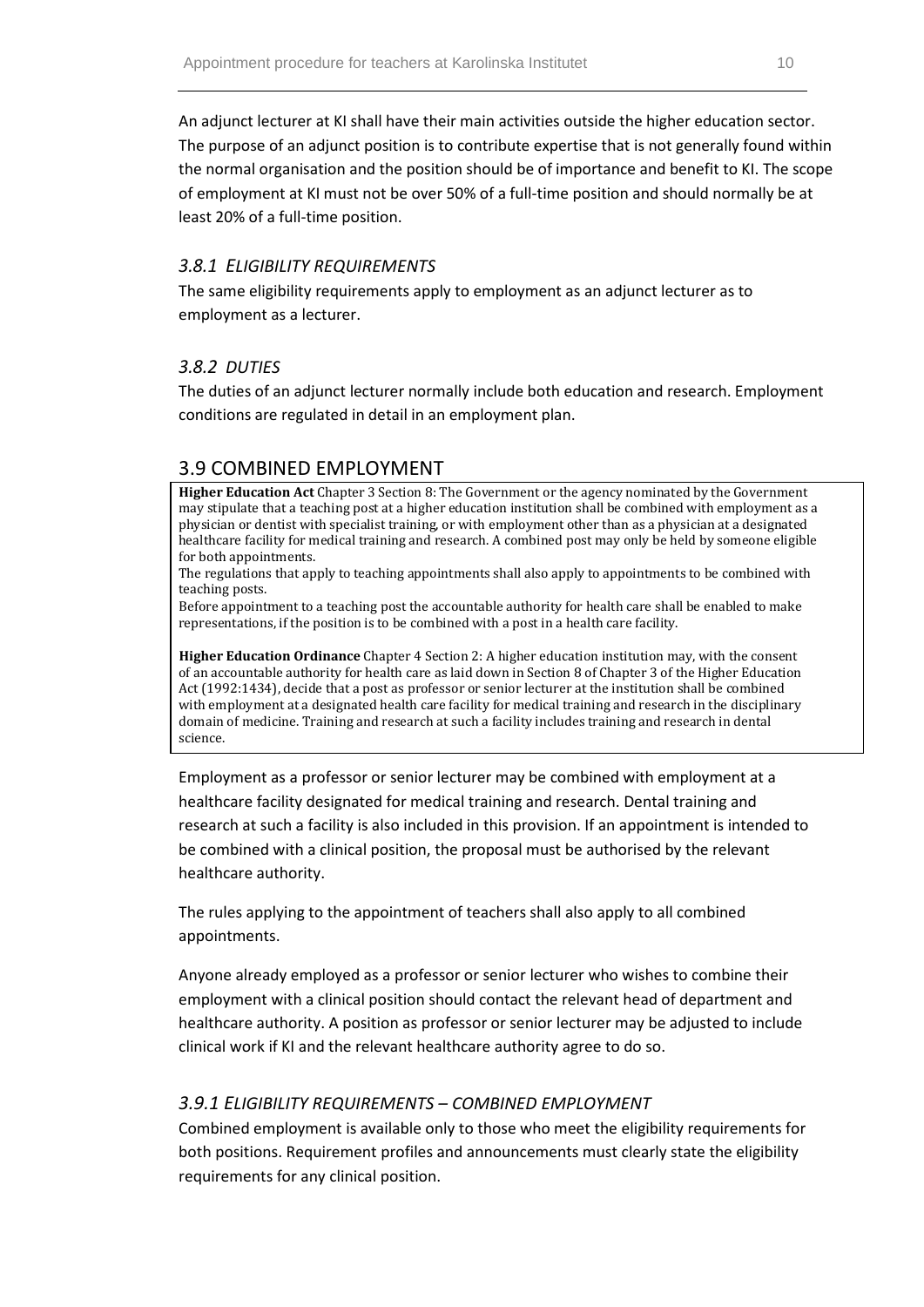An adjunct lecturer at KI shall have their main activities outside the higher education sector. The purpose of an adjunct position is to contribute expertise that is not generally found within the normal organisation and the position should be of importance and benefit to KI. The scope of employment at KI must not be over 50% of a full-time position and should normally be at least 20% of a full-time position.

### *3.8.1 ELIGIBILITY REQUIREMENTS*

The same eligibility requirements apply to employment as an adjunct lecturer as to employment as a lecturer.

### *3.8.2 DUTIES*

The duties of an adjunct lecturer normally include both education and research. Employment conditions are regulated in detail in an employment plan.

## 3.9 COMBINED EMPLOYMENT

> **Higher Education Act** Chapter 3 Section 8: The Government or the agency nominated by the Government may stipulate that a teaching post at a higher education institution shall be combined with employment as a physician or dentist with specialist training, or with employment other than as a physician at a designated healthcare facility for medical training and research. A combined post may only be held by someone eligible for both appointments.
> The regulations that apply to teaching appointments shall also apply to appointments to be combined with teaching posts.
> Before appointment to a teaching post the accountable authority for health care shall be enabled to make representations, if the position is to be combined with a post in a health care facility.
>
> **Higher Education Ordinance** Chapter 4 Section 2: A higher education institution may, with the consent of an accountable authority for health care as laid down in Section 8 of Chapter 3 of the Higher Education Act (1992:1434), decide that a post as professor or senior lecturer at the institution shall be combined with employment at a designated health care facility for medical training and research in the disciplinary domain of medicine. Training and research at such a facility includes training and research in dental science.

Employment as a professor or senior lecturer may be combined with employment at a healthcare facility designated for medical training and research. Dental training and research at such a facility is also included in this provision. If an appointment is intended to be combined with a clinical position, the proposal must be authorised by the relevant healthcare authority.

The rules applying to the appointment of teachers shall also apply to all combined appointments.

Anyone already employed as a professor or senior lecturer who wishes to combine their employment with a clinical position should contact the relevant head of department and healthcare authority. A position as professor or senior lecturer may be adjusted to include clinical work if KI and the relevant healthcare authority agree to do so.

### *3.9.1 ELIGIBILITY REQUIREMENTS – COMBINED EMPLOYMENT*

Combined employment is available only to those who meet the eligibility requirements for both positions. Requirement profiles and announcements must clearly state the eligibility requirements for any clinical position.